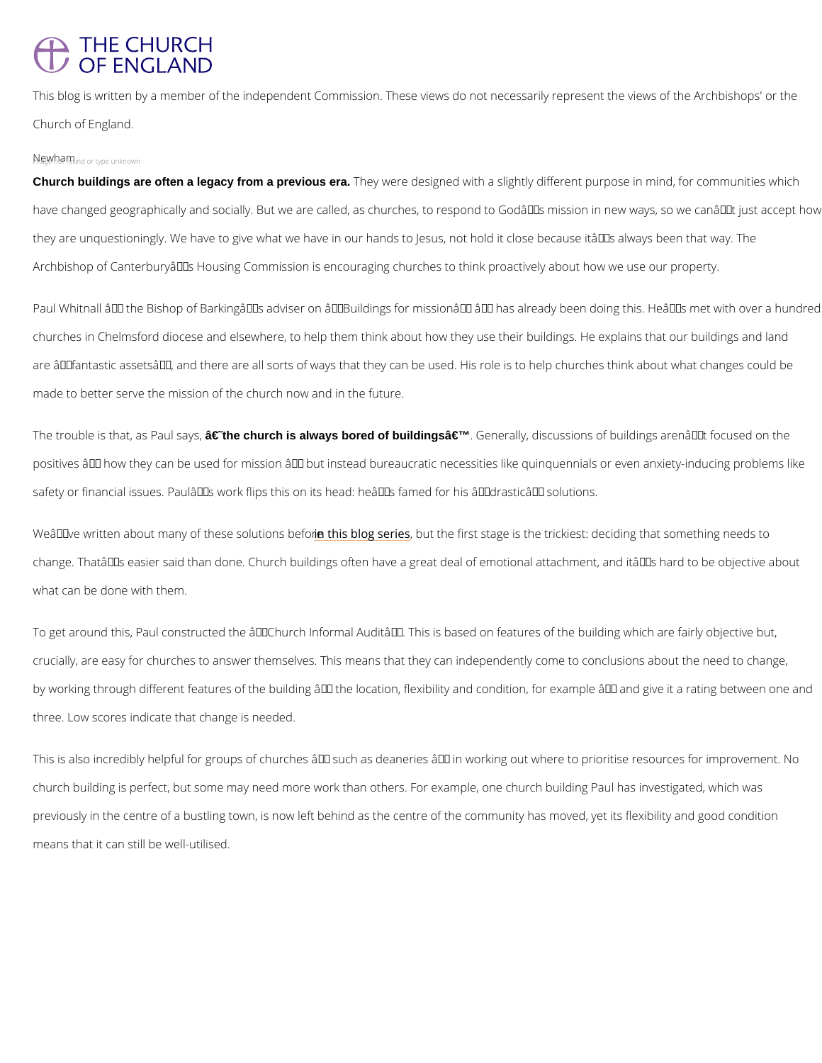# THE CHURCH OF ENGLAND

This blog is written by a member of the independent Commission. These views do not necessarily represent the views of the Archbishops' or the Church of England.

Newham

**Church buildings are often a legacy from a previous era.** They were designed with a slightly different purpose in mind, for communities which have changed geographically and socially. But we are called, as churches, to respond to Godâs mission in new ways, so we canât just accept how they are unquestioningly. We have to give what we have in our hands to Jesus, not hold it close because itâs always been that way. The Archbishop of Canterburyâs Housing Commission is encouraging churches to think proactively about how we use our property.

Paul Whitnall â the Bishop of Barkingâs adviser on âBuildings for missionâ â has already been doing this. Heâs met with over a hundred churches in Chelmsford diocese and elsewhere, to help them think about how they use their buildings. He explains that our buildings and land are âfantastic assetsâ, and there are all sorts of ways that they can be used. His role is to help churches think about what changes could be made to better serve the mission of the church now and in the future.

The trouble is that, as Paul says, **â€˜the church is always bored of buildingsâ€™**. Generally, discussions of buildings arenât focused on the positives â how they can be used for mission â but instead bureaucratic necessities like quinquennials or even anxiety-inducing problems like safety or financial issues. Paulâs work flips this on its head: heâs famed for his âdrasticâ solutions.

Weâve written about many of these solutions before [in this blog series](), but the first stage is the trickiest: deciding that something needs to change. Thatâs easier said than done. Church buildings often have a great deal of emotional attachment, and itâs hard to be objective about what can be done with them.

To get around this, Paul constructed the âChurch Informal Auditâ. This is based on features of the building which are fairly objective but, crucially, are easy for churches to answer themselves. This means that they can independently come to conclusions about the need to change, by working through different features of the building â the location, flexibility and condition, for example â and give it a rating between one and three. Low scores indicate that change is needed.

This is also incredibly helpful for groups of churches â such as deaneries â in working out where to prioritise resources for improvement. No church building is perfect, but some may need more work than others. For example, one church building Paul has investigated, which was previously in the centre of a bustling town, is now left behind as the centre of the community has moved, yet its flexibility and good condition means that it can still be well-utilised.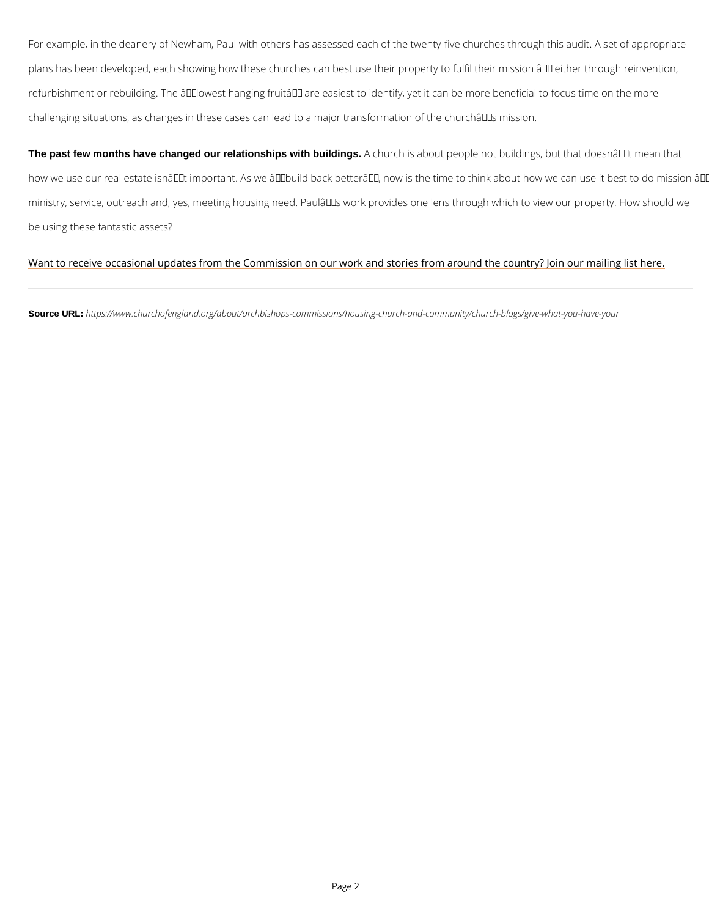For example, in the deanery of Newham, Paul with others has assessed each of the twenty-five churches through this audit. A set of appropriate plans has been developed, each showing how these churches can best use their property to fulfil their mission â either through reinvention, refurbishment or rebuilding. The âlowest hanging fruitâ are easiest to identify, yet it can be more beneficial to focus time on the more challenging situations, as changes in these cases can lead to a major transformation of the churchâs mission.

**The past few months have changed our relationships with buildings.** A church is about people not buildings, but that doesnât mean that how we use our real estate isnât important. As we âbuild back betterâ, now is the time to think about how we can use it best to do mission â ministry, service, outreach and, yes, meeting housing need. Paulâs work provides one lens through which to view our property. How should we be using these fantastic assets?

Want to receive occasional updates from the Commission on our work and stories from around the country? Join our mailing list here.

---

**Source URL:** *https://www.churchofengland.org/about/archbishops-commissions/housing-church-and-community/church-blogs/give-what-you-have-your*